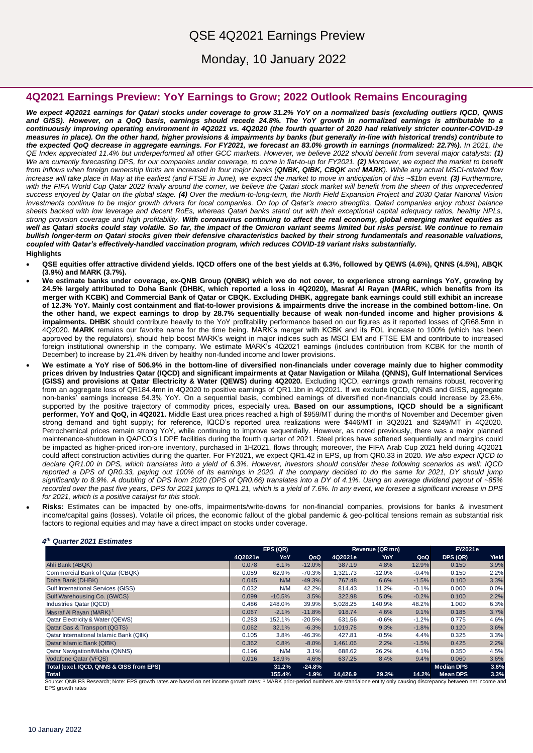# QSE 4Q2021 Earnings Preview

Monday, 10 January 2022

## 4Q2021 Earnings Preview: YoY Earnings to Grow; 2022 Outlook Remains Encouraging

***We expect 4Q2021 earnings for Qatari stocks under coverage to grow 31.2% YoY on a normalized basis (excluding outliers IQCD, QNNS and GISS). However, on a QoQ basis, earnings should recede 24.8%. The YoY growth in normalized earnings is attributable to a continuously improving operating environment in 4Q2021 vs. 4Q2020 (the fourth quarter of 2020 had relatively stricter counter-COVID-19 measures in place). On the other hand, higher provisions & impairments by banks (but generally in-line with historical trends) contribute to the expected QoQ decrease in aggregate earnings. For FY2021, we forecast an 83.0% growth in earnings (normalized: 22.7%).*** *In 2021, the QE Index appreciated 11.4% but underperformed all other GCC markets. However, we believe 2022 should benefit from several major catalysts:* ***(1)*** *We are currently forecasting DPS, for our companies under coverage, to come in flat-to-up for FY2021.* ***(2)*** *Moreover, we expect the market to benefit from inflows when foreign ownership limits are increased in four major banks (**QNBK, QIBK, CBQK** and **MARK**). While any actual MSCI-related flow increase will take place in May at the earliest (and FTSE in June), we expect the market to move in anticipation of this ~$1bn event.* ***(3)*** *Furthermore, with the FIFA World Cup Qatar 2022 finally around the corner, we believe the Qatari stock market will benefit from the sheen of this unprecedented success enjoyed by Qatar on the global stage.* ***(4)*** *Over the medium-to-long-term, the North Field Expansion Project and 2030 Qatar National Vision investments continue to be major growth drivers for local companies. On top of Qatar's macro strengths, Qatari companies enjoy robust balance sheets backed with low leverage and decent RoEs, whereas Qatari banks stand out with their exceptional capital adequacy ratios, healthy NPLs, strong provision coverage and high profitability.* ***With coronavirus continuing to affect the real economy, global emerging market equities as well as Qatari stocks could stay volatile. So far, the impact of the Omicron variant seems limited but risks persist. We continue to remain bullish longer-term on Qatari stocks given their defensive characteristics backed by their strong fundamentals and reasonable valuations, coupled with Qatar's effectively-handled vaccination program, which reduces COVID-19 variant risks substantially.***

**Highlights**

- **QSE equities offer attractive dividend yields. IQCD offers one of the best yields at 6.3%, followed by QEWS (4.6%), QNNS (4.5%), ABQK (3.9%) and MARK (3.7%).**
- **We estimate banks under coverage, ex-QNB Group (QNBK) which we do not cover, to experience strong earnings YoY, growing by 24.5% largely attributed to Doha Bank (DHBK, which reported a loss in 4Q2020), Masraf Al Rayan (MARK, which benefits from its merger with KCBK) and Commercial Bank of Qatar or CBQK. Excluding DHBK, aggregate bank earnings could still exhibit an increase of 12.3% YoY. Mainly cost containment and flat-to-lower provisions & impairments drive the increase in the combined bottom-line. On the other hand, we expect earnings to drop by 28.7% sequentially because of weak non-funded income and higher provisions & impairments. DHBK** should contribute heavily to the YoY profitability performance based on our figures as it reported losses of QR68.5mn in 4Q2020. **MARK** remains our favorite name for the time being. MARK's merger with KCBK and its FOL increase to 100% (which has been approved by the regulators), should help boost MARK's weight in major indices such as MSCI EM and FTSE EM and contribute to increased foreign institutional ownership in the company. We estimate MARK's 4Q2021 earnings (includes contribution from KCBK for the month of December) to increase by 21.4% driven by healthy non-funded income and lower provisions.
- **We estimate a YoY rise of 506.9% in the bottom-line of diversified non-financials under coverage mainly due to higher commodity prices driven by Industries Qatar (IQCD) and significant impairments at Qatar Navigation or Milaha (QNNS), Gulf International Services (GISS) and provisions at Qatar Electricity & Water (QEWS) during 4Q2020.** Excluding IQCD, earnings growth remains robust, recovering from an aggregate loss of QR184.4mn in 4Q2020 to positive earnings of QR1.1bn in 4Q2021. If we exclude IQCD, QNNS and GISS, aggregate non-banks' earnings increase 54.3% YoY. On a sequential basis, combined earnings of diversified non-financials could increase by 23.6%, supported by the positive trajectory of commodity prices, especially urea**. Based on our assumptions, IQCD should be a significant performer, YoY and QoQ, in 4Q2021.** Middle East urea prices reached a high of $959/MT during the months of November and December given strong demand and tight supply; for reference, IQCD's reported urea realizations were $446/MT in 3Q2021 and $249/MT in 4Q2020. Petrochemical prices remain strong YoY, while continuing to improve sequentially. However, as noted previously, there was a major planned maintenance-shutdown in QAPCO's LDPE facilities during the fourth quarter of 2021. Steel prices have softened sequentially and margins could be impacted as higher-priced iron-ore inventory, purchased in 1H2021, flows through; moreover, the FIFA Arab Cup 2021 held during 4Q2021 could affect construction activities during the quarter. For FY2021, we expect QR1.42 in EPS, up from QR0.33 in 2020. *We also expect IQCD to declare QR1.00 in DPS, which translates into a yield of 6.3%. However, investors should consider these following scenarios as well: IQCD reported a DPS of QR0.33, paying out 100% of its earnings in 2020. If the company decided to do the same for 2021, DY should jump significantly to 8.9%. A doubling of DPS from 2020 (DPS of QR0.66) translates into a DY of 4.1%. Using an average dividend payout of ~85% recorded over the past five years, DPS for 2021 jumps to QR1.21, which is a yield of 7.6%. In any event, we foresee a significant increase in DPS for 2021, which is a positive catalyst for this stock.*
- **Risks:** Estimates can be impacted by one-offs, impairments/write-downs for non-financial companies, provisions for banks & investment income/capital gains (losses). Volatile oil prices, the economic fallout of the global pandemic & geo-political tensions remain as substantial risk factors to regional equities and may have a direct impact on stocks under coverage.

***4th Quarter 2021 Estimates***

| | EPS (QR) | | | Revenue (QR mn) | | | FY2021e | |
|---|---|---|---|---|---|---|---|---|
| | 4Q2021e | YoY | QoQ | 4Q2021e | YoY | QoQ | DPS (QR) | Yield |
| Ahli Bank (ABQK) | 0.078 | 6.1% | -12.0% | 387.19 | 4.8% | 12.9% | 0.150 | 3.9% |
| Commercial Bank of Qatar (CBQK) | 0.059 | 62.9% | -70.3% | 1,321.73 | -12.0% | -0.4% | 0.150 | 2.2% |
| Doha Bank (DHBK) | 0.045 | N/M | -49.3% | 767.48 | 6.6% | -1.5% | 0.100 | 3.3% |
| Gulf International Services (GISS) | 0.032 | N/M | 42.2% | 814.43 | 11.2% | -0.1% | 0.000 | 0.0% |
| Gulf Warehousing Co. (GWCS) | 0.099 | -10.5% | 3.5% | 322.98 | 5.0% | -0.2% | 0.100 | 2.2% |
| Industries Qatar (IQCD) | 0.486 | 248.0% | 39.9% | 5,028.25 | 140.9% | 48.2% | 1.000 | 6.3% |
| Masraf Al Rayan (MARK) [1] | 0.067 | -2.1% | -11.8% | 918.74 | 4.6% | 9.1% | 0.185 | 3.7% |
| Qatar Electricity & Water (QEWS) | 0.283 | 152.1% | -20.5% | 631.56 | -0.6% | -1.2% | 0.775 | 4.6% |
| Qatar Gas & Transport (QGTS) | 0.062 | 32.1% | -6.3% | 1,019.78 | 9.3% | -1.8% | 0.120 | 3.6% |
| Qatar International Islamic Bank (QIIK) | 0.105 | 3.8% | -46.3% | 427.81 | -0.5% | 4.4% | 0.325 | 3.3% |
| Qatar Islamic Bank (QIBK) | 0.362 | 0.8% | -8.0% | 1,461.06 | 2.2% | -1.5% | 0.425 | 2.2% |
| Qatar Navigation/Milaha (QNNS) | 0.196 | N/M | 3.1% | 688.62 | 26.2% | 4.1% | 0.350 | 4.5% |
| Vodafone Qatar (VFQS) | 0.016 | 18.9% | 4.6% | 637.25 | 8.4% | 9.4% | 0.060 | 3.6% |
| **Total (excl. IQCD, QNNS & GISS from EPS)** | | **31.2%** | **-24.8%** | | | | **Median DPS** | **3.6%** |
| **Total** | | **155.4%** | **-1.9%** | **14,426.9** | **29.3%** | **14.2%** | **Mean DPS** | **3.3%** |

Source: QNB FS Research; Note: EPS growth rates are based on net income growth rates; [1] MARK prior-period numbers are standalone entity only causing discrepancy between net income and EPS growth rates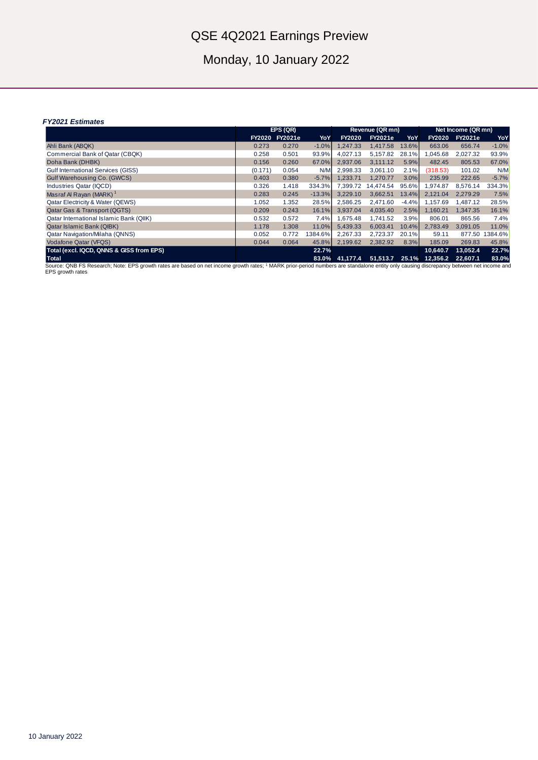# QSE 4Q2021 Earnings Preview

## Monday, 10 January 2022

***FY2021 Estimates***

| | EPS (QR) | | | Revenue (QR mn) | | | Net Income (QR mn) | | |
|---|---|---|---|---|---|---|---|---|---|
| | FY2020 | FY2021e | YoY | FY2020 | FY2021e | YoY | FY2020 | FY2021e | YoY |
| Ahli Bank (ABQK) | 0.273 | 0.270 | -1.0% | 1,247.33 | 1,417.58 | 13.6% | 663.06 | 656.74 | -1.0% |
| Commercial Bank of Qatar (CBQK) | 0.258 | 0.501 | 93.9% | 4,027.13 | 5,157.82 | 28.1% | 1,045.68 | 2,027.32 | 93.9% |
| Doha Bank (DHBK) | 0.156 | 0.260 | 67.0% | 2,937.06 | 3,111.12 | 5.9% | 482.45 | 805.53 | 67.0% |
| Gulf International Services (GISS) | (0.171) | 0.054 | N/M | 2,998.33 | 3,061.10 | 2.1% | (318.53) | 101.02 | N/M |
| Gulf Warehousing Co. (GWCS) | 0.403 | 0.380 | -5.7% | 1,233.71 | 1,270.77 | 3.0% | 235.99 | 222.65 | -5.7% |
| Industries Qatar (IQCD) | 0.326 | 1.418 | 334.3% | 7,399.72 | 14,474.54 | 95.6% | 1,974.87 | 8,576.14 | 334.3% |
| Masraf Al Rayan (MARK) [1] | 0.283 | 0.245 | -13.3% | 3,229.10 | 3,662.51 | 13.4% | 2,121.04 | 2,279.29 | 7.5% |
| Qatar Electricity & Water (QEWS) | 1.052 | 1.352 | 28.5% | 2,586.25 | 2,471.60 | -4.4% | 1,157.69 | 1,487.12 | 28.5% |
| Qatar Gas & Transport (QGTS) | 0.209 | 0.243 | 16.1% | 3,937.04 | 4,035.40 | 2.5% | 1,160.21 | 1,347.35 | 16.1% |
| Qatar International Islamic Bank (QIIK) | 0.532 | 0.572 | 7.4% | 1,675.48 | 1,741.52 | 3.9% | 806.01 | 865.56 | 7.4% |
| Qatar Islamic Bank (QIBK) | 1.178 | 1.308 | 11.0% | 5,439.33 | 6,003.41 | 10.4% | 2,783.49 | 3,091.05 | 11.0% |
| Qatar Navigation/Milaha (QNNS) | 0.052 | 0.772 | 1384.6% | 2,267.33 | 2,723.37 | 20.1% | 59.11 | 877.50 | 1384.6% |
| Vodafone Qatar (VFQS) | 0.044 | 0.064 | 45.8% | 2,199.62 | 2,382.92 | 8.3% | 185.09 | 269.83 | 45.8% |
| **Total (excl. IQCD, QNNS & GISS from EPS)** | | | **22.7%** | | | | **10,640.7** | **13,052.4** | **22.7%** |
| **Total** | | | **83.0%** | **41,177.4** | **51,513.7** | **25.1%** | **12,356.2** | **22,607.1** | **83.0%** |

Source: QNB FS Research; Note: EPS growth rates are based on net income growth rates; [1] MARK prior-period numbers are standalone entity only causing discrepancy between net income and EPS growth rates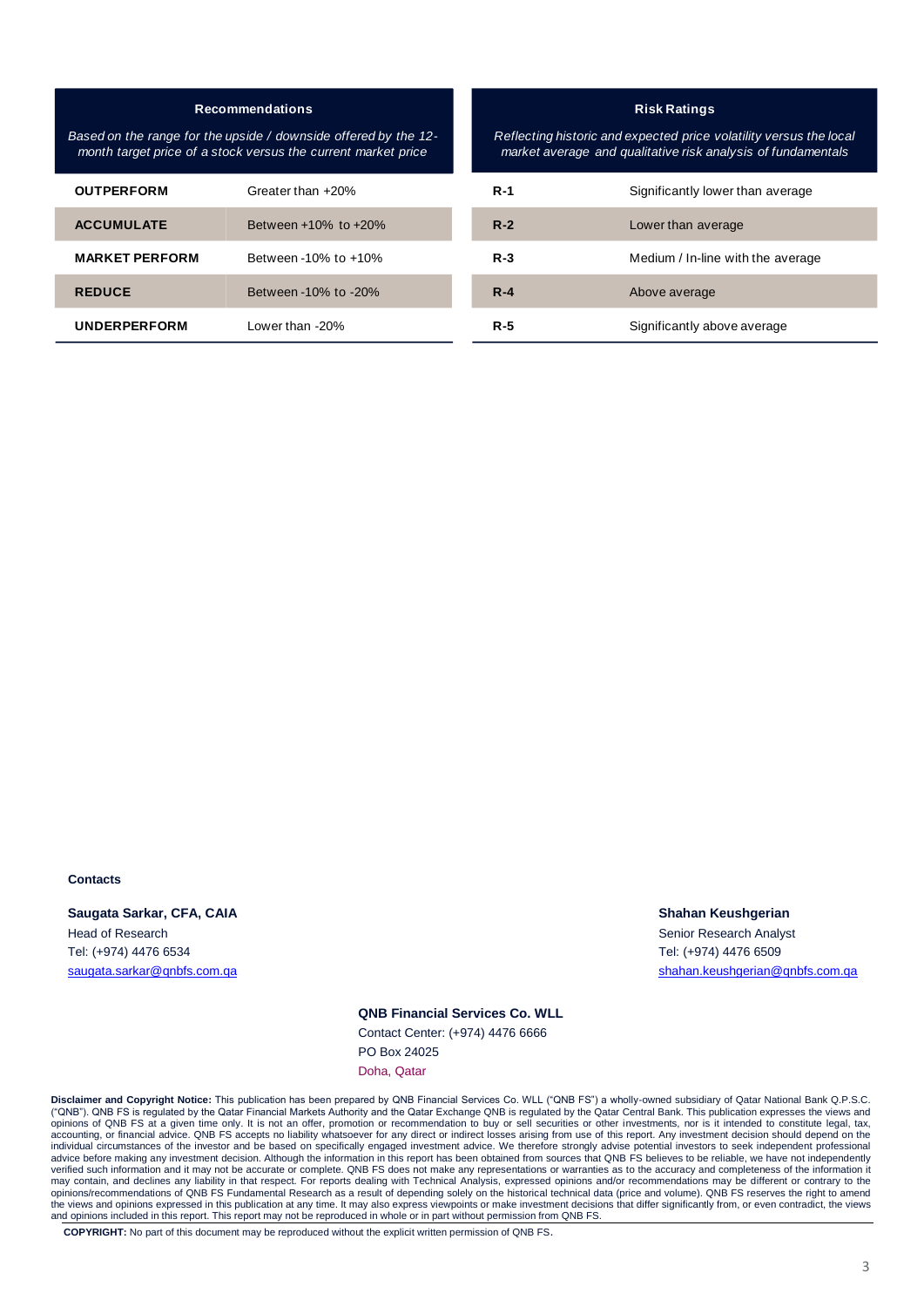| Recommendations | |
|---|---|
| *Based on the range for the upside / downside offered by the 12-month target price of a stock versus the current market price* | |
| **OUTPERFORM** | Greater than +20% |
| **ACCUMULATE** | Between +10% to +20% |
| **MARKET PERFORM** | Between -10% to +10% |
| **REDUCE** | Between -10% to -20% |
| **UNDERPERFORM** | Lower than -20% |

| Risk Ratings | |
|---|---|
| *Reflecting historic and expected price volatility versus the local market average and qualitative risk analysis of fundamentals* | |
| **R-1** | Significantly lower than average |
| **R-2** | Lower than average |
| **R-3** | Medium / In-line with the average |
| **R-4** | Above average |
| **R-5** | Significantly above average |

**Contacts**

**Saugata Sarkar, CFA, CAIA**
Head of Research
Tel: (+974) 4476 6534
saugata.sarkar@qnbfs.com.qa

**Shahan Keushgerian**
Senior Research Analyst
Tel: (+974) 4476 6509
shahan.keushgerian@qnbfs.com.qa

**QNB Financial Services Co. WLL**
Contact Center: (+974) 4476 6666
PO Box 24025
Doha, Qatar

**Disclaimer and Copyright Notice:** This publication has been prepared by QNB Financial Services Co. WLL ("QNB FS") a wholly-owned subsidiary of Qatar National Bank Q.P.S.C. ("QNB"). QNB FS is regulated by the Qatar Financial Markets Authority and the Qatar Exchange QNB is regulated by the Qatar Central Bank. This publication expresses the views and opinions of QNB FS at a given time only. It is not an offer, promotion or recommendation to buy or sell securities or other investments, nor is it intended to constitute legal, tax, accounting, or financial advice. QNB FS accepts no liability whatsoever for any direct or indirect losses arising from use of this report. Any investment decision should depend on the individual circumstances of the investor and be based on specifically engaged investment advice. We therefore strongly advise potential investors to seek independent professional advice before making any investment decision. Although the information in this report has been obtained from sources that QNB FS believes to be reliable, we have not independently verified such information and it may not be accurate or complete. QNB FS does not make any representations or warranties as to the accuracy and completeness of the information it may contain, and declines any liability in that respect. For reports dealing with Technical Analysis, expressed opinions and/or recommendations may be different or contrary to the opinions/recommendations of QNB FS Fundamental Research as a result of depending solely on the historical technical data (price and volume). QNB FS reserves the right to amend the views and opinions expressed in this publication at any time. It may also express viewpoints or make investment decisions that differ significantly from, or even contradict, the views and opinions included in this report. This report may not be reproduced in whole or in part without permission from QNB FS.

**COPYRIGHT:** No part of this document may be reproduced without the explicit written permission of QNB FS.